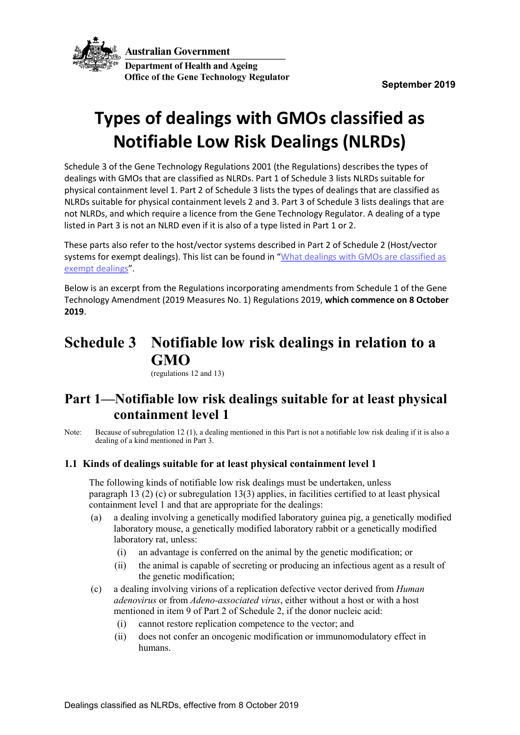Australian Government

Department of Health and Ageing
Office of the Gene Technology Regulator

**September 2019**

# Types of dealings with GMOs classified as Notifiable Low Risk Dealings (NLRDs)

Schedule 3 of the Gene Technology Regulations 2001 (the Regulations) describes the types of dealings with GMOs that are classified as NLRDs. Part 1 of Schedule 3 lists NLRDs suitable for physical containment level 1. Part 2 of Schedule 3 lists the types of dealings that are classified as NLRDs suitable for physical containment levels 2 and 3. Part 3 of Schedule 3 lists dealings that are not NLRDs, and which require a licence from the Gene Technology Regulator. A dealing of a type listed in Part 3 is not an NLRD even if it is also of a type listed in Part 1 or 2.

These parts also refer to the host/vector systems described in Part 2 of Schedule 2 (Host/vector systems for exempt dealings). This list can be found in "[What dealings with GMOs are classified as exempt dealings]()".

Below is an excerpt from the Regulations incorporating amendments from Schedule 1 of the Gene Technology Amendment (2019 Measures No. 1) Regulations 2019, **which commence on 8 October 2019**.

## Schedule 3 Notifiable low risk dealings in relation to a GMO

(regulations 12 and 13)

## Part 1—Notifiable low risk dealings suitable for at least physical containment level 1

Note: Because of subregulation 12 (1), a dealing mentioned in this Part is not a notifiable low risk dealing if it is also a dealing of a kind mentioned in Part 3.

### 1.1 Kinds of dealings suitable for at least physical containment level 1

The following kinds of notifiable low risk dealings must be undertaken, unless paragraph 13 (2) (c) or subregulation 13(3) applies, in facilities certified to at least physical containment level 1 and that are appropriate for the dealings:

(a) a dealing involving a genetically modified laboratory guinea pig, a genetically modified laboratory mouse, a genetically modified laboratory rabbit or a genetically modified laboratory rat, unless:

(i) an advantage is conferred on the animal by the genetic modification; or

(ii) the animal is capable of secreting or producing an infectious agent as a result of the genetic modification;

(c) a dealing involving virions of a replication defective vector derived from *Human adenovirus* or from *Adeno-associated virus*, either without a host or with a host mentioned in item 9 of Part 2 of Schedule 2, if the donor nucleic acid:

(i) cannot restore replication competence to the vector; and

(ii) does not confer an oncogenic modification or immunomodulatory effect in humans.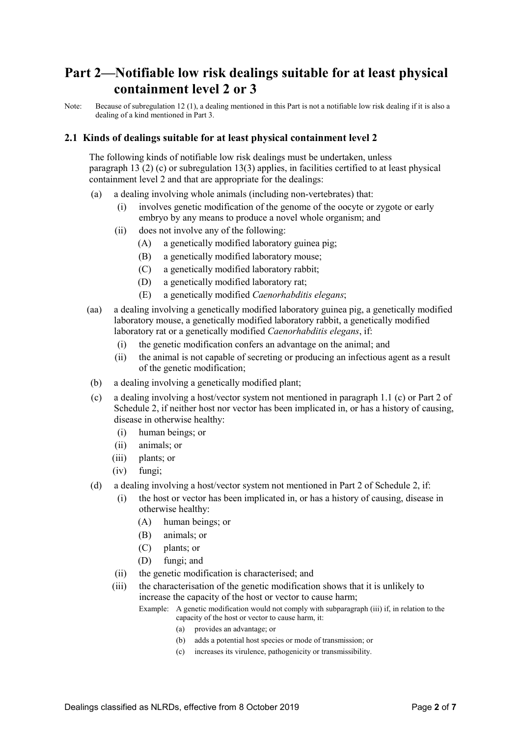# Part 2—Notifiable low risk dealings suitable for at least physical containment level 2 or 3

Note: Because of subregulation 12 (1), a dealing mentioned in this Part is not a notifiable low risk dealing if it is also a dealing of a kind mentioned in Part 3.

### 2.1 Kinds of dealings suitable for at least physical containment level 2

The following kinds of notifiable low risk dealings must be undertaken, unless paragraph 13 (2) (c) or subregulation 13(3) applies, in facilities certified to at least physical containment level 2 and that are appropriate for the dealings:

- (a) a dealing involving whole animals (including non-vertebrates) that:
  - (i) involves genetic modification of the genome of the oocyte or zygote or early embryo by any means to produce a novel whole organism; and
  - (ii) does not involve any of the following:
    - (A) a genetically modified laboratory guinea pig;
    - (B) a genetically modified laboratory mouse;
    - (C) a genetically modified laboratory rabbit;
    - (D) a genetically modified laboratory rat;
    - (E) a genetically modified *Caenorhabditis elegans*;
- (aa) a dealing involving a genetically modified laboratory guinea pig, a genetically modified laboratory mouse, a genetically modified laboratory rabbit, a genetically modified laboratory rat or a genetically modified *Caenorhabditis elegans*, if:
  - (i) the genetic modification confers an advantage on the animal; and
  - (ii) the animal is not capable of secreting or producing an infectious agent as a result of the genetic modification;
- (b) a dealing involving a genetically modified plant;
- (c) a dealing involving a host/vector system not mentioned in paragraph 1.1 (c) or Part 2 of Schedule 2, if neither host nor vector has been implicated in, or has a history of causing, disease in otherwise healthy:
  - (i) human beings; or
  - (ii) animals; or
  - (iii) plants; or
  - (iv) fungi;
- (d) a dealing involving a host/vector system not mentioned in Part 2 of Schedule 2, if:
  - (i) the host or vector has been implicated in, or has a history of causing, disease in otherwise healthy:
    - (A) human beings; or
    - (B) animals; or
    - (C) plants; or
    - (D) fungi; and
  - (ii) the genetic modification is characterised; and
  - (iii) the characterisation of the genetic modification shows that it is unlikely to increase the capacity of the host or vector to cause harm;

    Example: A genetic modification would not comply with subparagraph (iii) if, in relation to the capacity of the host or vector to cause harm, it:

    - (a) provides an advantage; or
    - (b) adds a potential host species or mode of transmission; or
    - (c) increases its virulence, pathogenicity or transmissibility.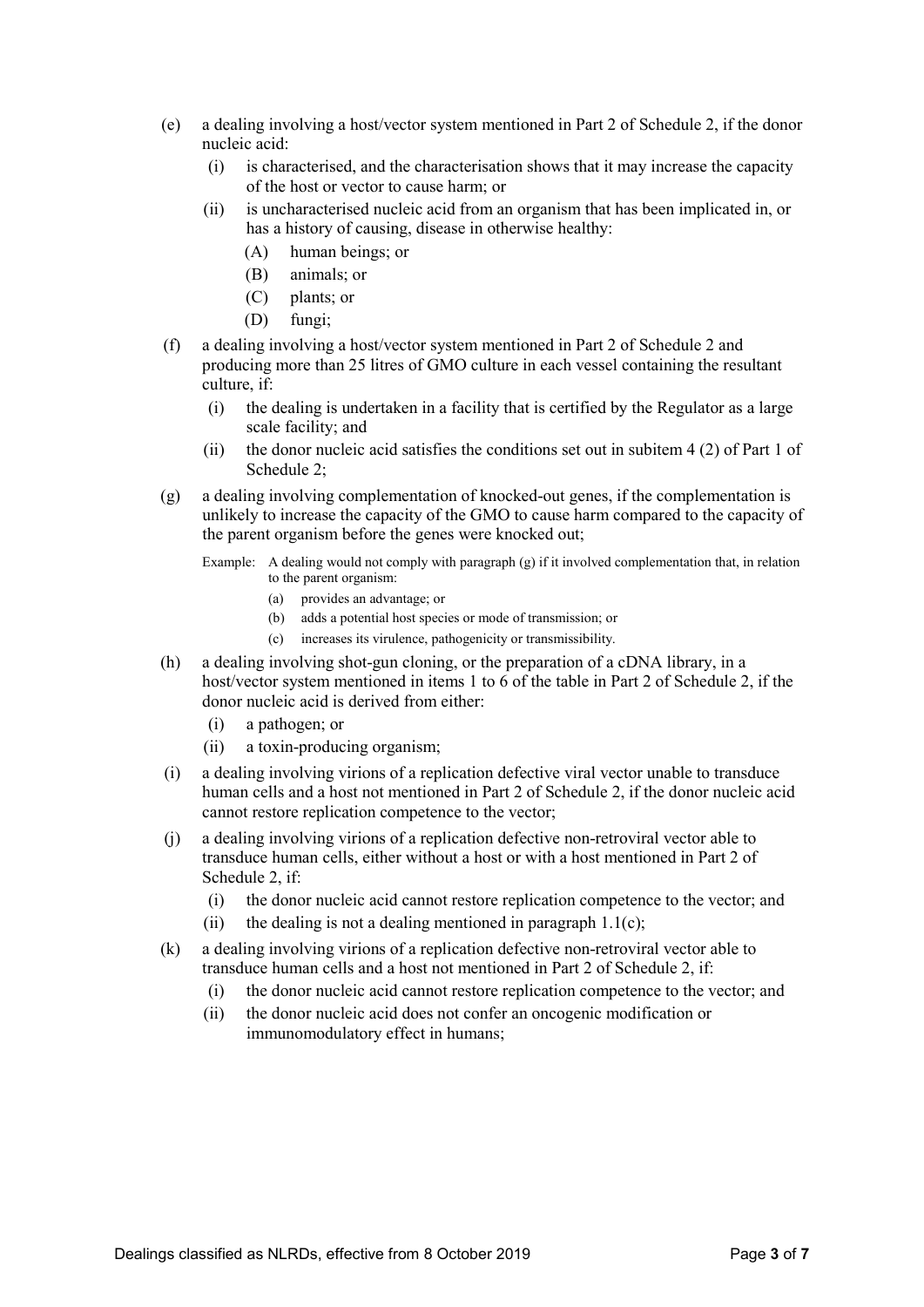(e) a dealing involving a host/vector system mentioned in Part 2 of Schedule 2, if the donor nucleic acid:

  (i) is characterised, and the characterisation shows that it may increase the capacity of the host or vector to cause harm; or

  (ii) is uncharacterised nucleic acid from an organism that has been implicated in, or has a history of causing, disease in otherwise healthy:

    (A) human beings; or

    (B) animals; or

    (C) plants; or

    (D) fungi;

(f) a dealing involving a host/vector system mentioned in Part 2 of Schedule 2 and producing more than 25 litres of GMO culture in each vessel containing the resultant culture, if:

  (i) the dealing is undertaken in a facility that is certified by the Regulator as a large scale facility; and

  (ii) the donor nucleic acid satisfies the conditions set out in subitem 4 (2) of Part 1 of Schedule 2;

(g) a dealing involving complementation of knocked-out genes, if the complementation is unlikely to increase the capacity of the GMO to cause harm compared to the capacity of the parent organism before the genes were knocked out;

Example: A dealing would not comply with paragraph (g) if it involved complementation that, in relation to the parent organism:

  (a) provides an advantage; or

  (b) adds a potential host species or mode of transmission; or

  (c) increases its virulence, pathogenicity or transmissibility.

(h) a dealing involving shot-gun cloning, or the preparation of a cDNA library, in a host/vector system mentioned in items 1 to 6 of the table in Part 2 of Schedule 2, if the donor nucleic acid is derived from either:

  (i) a pathogen; or

  (ii) a toxin-producing organism;

(i) a dealing involving virions of a replication defective viral vector unable to transduce human cells and a host not mentioned in Part 2 of Schedule 2, if the donor nucleic acid cannot restore replication competence to the vector;

(j) a dealing involving virions of a replication defective non-retroviral vector able to transduce human cells, either without a host or with a host mentioned in Part 2 of Schedule 2, if:

  (i) the donor nucleic acid cannot restore replication competence to the vector; and

  (ii) the dealing is not a dealing mentioned in paragraph 1.1(c);

(k) a dealing involving virions of a replication defective non-retroviral vector able to transduce human cells and a host not mentioned in Part 2 of Schedule 2, if:

  (i) the donor nucleic acid cannot restore replication competence to the vector; and

  (ii) the donor nucleic acid does not confer an oncogenic modification or immunomodulatory effect in humans;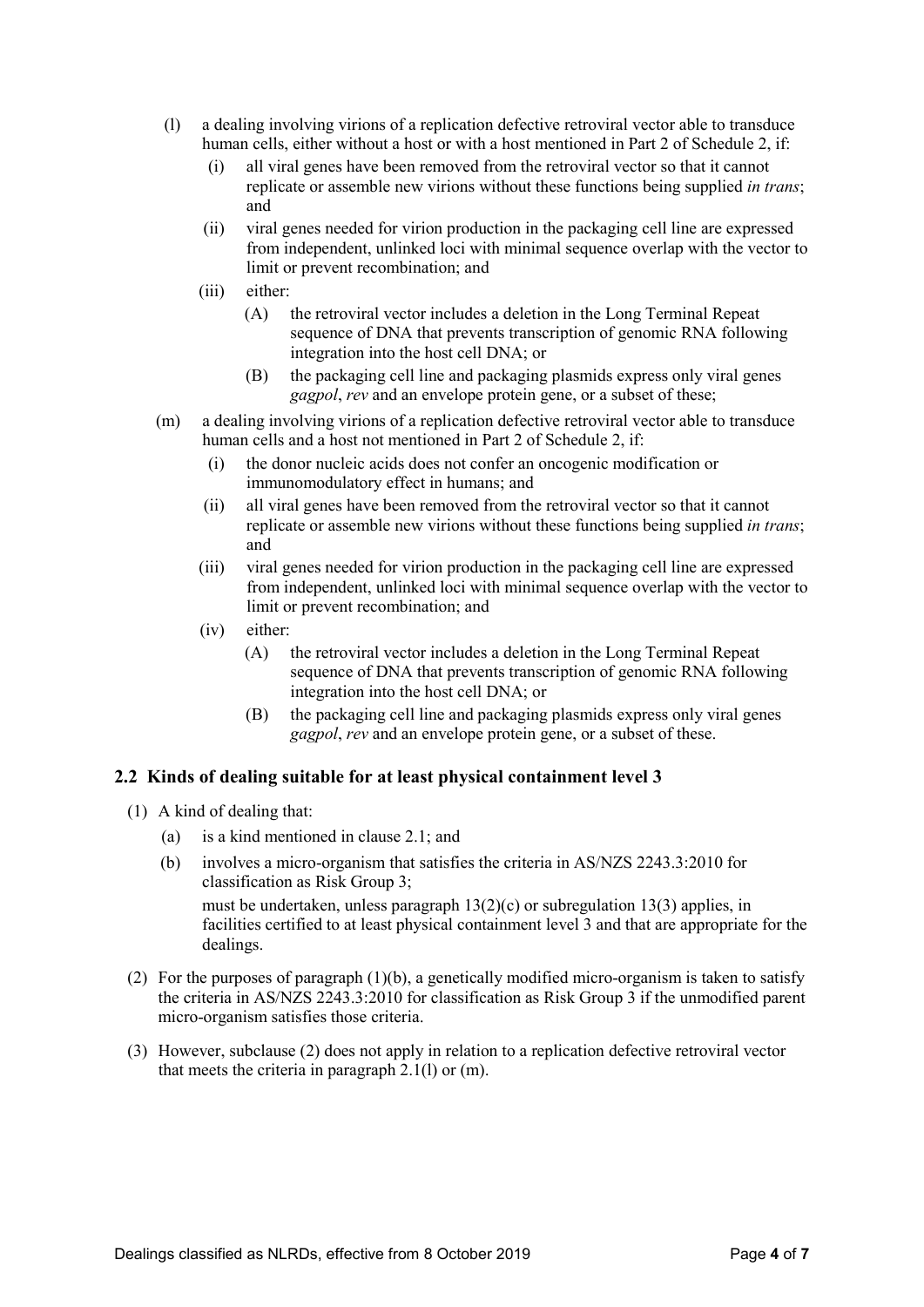(l) a dealing involving virions of a replication defective retroviral vector able to transduce human cells, either without a host or with a host mentioned in Part 2 of Schedule 2, if:

   (i) all viral genes have been removed from the retroviral vector so that it cannot replicate or assemble new virions without these functions being supplied *in trans*; and

   (ii) viral genes needed for virion production in the packaging cell line are expressed from independent, unlinked loci with minimal sequence overlap with the vector to limit or prevent recombination; and

   (iii) either:

      (A) the retroviral vector includes a deletion in the Long Terminal Repeat sequence of DNA that prevents transcription of genomic RNA following integration into the host cell DNA; or

      (B) the packaging cell line and packaging plasmids express only viral genes *gagpol*, *rev* and an envelope protein gene, or a subset of these;

(m) a dealing involving virions of a replication defective retroviral vector able to transduce human cells and a host not mentioned in Part 2 of Schedule 2, if:

   (i) the donor nucleic acids does not confer an oncogenic modification or immunomodulatory effect in humans; and

   (ii) all viral genes have been removed from the retroviral vector so that it cannot replicate or assemble new virions without these functions being supplied *in trans*; and

   (iii) viral genes needed for virion production in the packaging cell line are expressed from independent, unlinked loci with minimal sequence overlap with the vector to limit or prevent recombination; and

   (iv) either:

      (A) the retroviral vector includes a deletion in the Long Terminal Repeat sequence of DNA that prevents transcription of genomic RNA following integration into the host cell DNA; or

      (B) the packaging cell line and packaging plasmids express only viral genes *gagpol*, *rev* and an envelope protein gene, or a subset of these.

### 2.2 Kinds of dealing suitable for at least physical containment level 3

(1) A kind of dealing that:

   (a) is a kind mentioned in clause 2.1; and

   (b) involves a micro-organism that satisfies the criteria in AS/NZS 2243.3:2010 for classification as Risk Group 3;

   must be undertaken, unless paragraph 13(2)(c) or subregulation 13(3) applies, in facilities certified to at least physical containment level 3 and that are appropriate for the dealings.

(2) For the purposes of paragraph (1)(b), a genetically modified micro-organism is taken to satisfy the criteria in AS/NZS 2243.3:2010 for classification as Risk Group 3 if the unmodified parent micro-organism satisfies those criteria.

(3) However, subclause (2) does not apply in relation to a replication defective retroviral vector that meets the criteria in paragraph 2.1(l) or (m).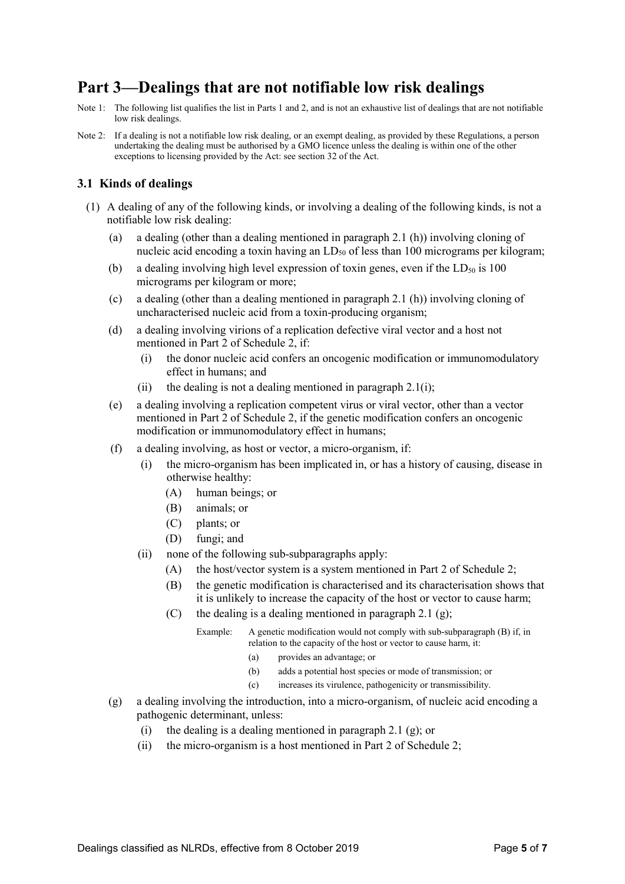# Part 3—Dealings that are not notifiable low risk dealings

Note 1: The following list qualifies the list in Parts 1 and 2, and is not an exhaustive list of dealings that are not notifiable low risk dealings.

Note 2: If a dealing is not a notifiable low risk dealing, or an exempt dealing, as provided by these Regulations, a person undertaking the dealing must be authorised by a GMO licence unless the dealing is within one of the other exceptions to licensing provided by the Act: see section 32 of the Act.

## 3.1 Kinds of dealings

(1) A dealing of any of the following kinds, or involving a dealing of the following kinds, is not a notifiable low risk dealing:

- (a) a dealing (other than a dealing mentioned in paragraph 2.1 (h)) involving cloning of nucleic acid encoding a toxin having an $LD_{50}$ of less than 100 micrograms per kilogram;
- (b) a dealing involving high level expression of toxin genes, even if the $LD_{50}$ is 100 micrograms per kilogram or more;
- (c) a dealing (other than a dealing mentioned in paragraph 2.1 (h)) involving cloning of uncharacterised nucleic acid from a toxin-producing organism;
- (d) a dealing involving virions of a replication defective viral vector and a host not mentioned in Part 2 of Schedule 2, if:
  - (i) the donor nucleic acid confers an oncogenic modification or immunomodulatory effect in humans; and
  - (ii) the dealing is not a dealing mentioned in paragraph 2.1(i);
- (e) a dealing involving a replication competent virus or viral vector, other than a vector mentioned in Part 2 of Schedule 2, if the genetic modification confers an oncogenic modification or immunomodulatory effect in humans;
- (f) a dealing involving, as host or vector, a micro-organism, if:
  - (i) the micro-organism has been implicated in, or has a history of causing, disease in otherwise healthy:
    - (A) human beings; or
    - (B) animals; or
    - (C) plants; or
    - (D) fungi; and
  - (ii) none of the following sub-subparagraphs apply:
    - (A) the host/vector system is a system mentioned in Part 2 of Schedule 2;
    - (B) the genetic modification is characterised and its characterisation shows that it is unlikely to increase the capacity of the host or vector to cause harm;
    - (C) the dealing is a dealing mentioned in paragraph 2.1 (g);

    Example: A genetic modification would not comply with sub-subparagraph (B) if, in relation to the capacity of the host or vector to cause harm, it:
    - (a) provides an advantage; or
    - (b) adds a potential host species or mode of transmission; or
    - (c) increases its virulence, pathogenicity or transmissibility.
- (g) a dealing involving the introduction, into a micro-organism, of nucleic acid encoding a pathogenic determinant, unless:
  - (i) the dealing is a dealing mentioned in paragraph 2.1 (g); or
  - (ii) the micro-organism is a host mentioned in Part 2 of Schedule 2;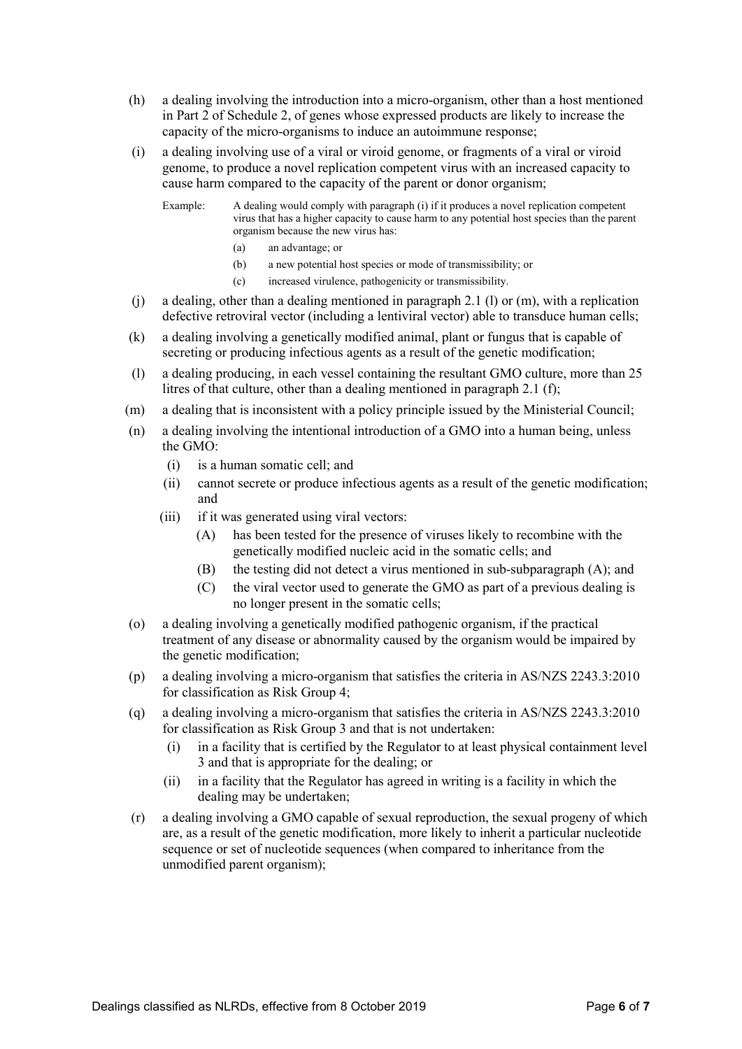(h) a dealing involving the introduction into a micro-organism, other than a host mentioned in Part 2 of Schedule 2, of genes whose expressed products are likely to increase the capacity of the micro-organisms to induce an autoimmune response;

(i) a dealing involving use of a viral or viroid genome, or fragments of a viral or viroid genome, to produce a novel replication competent virus with an increased capacity to cause harm compared to the capacity of the parent or donor organism;

Example: A dealing would comply with paragraph (i) if it produces a novel replication competent virus that has a higher capacity to cause harm to any potential host species than the parent organism because the new virus has:

- (a) an advantage; or
- (b) a new potential host species or mode of transmissibility; or
- (c) increased virulence, pathogenicity or transmissibility.

(j) a dealing, other than a dealing mentioned in paragraph 2.1 (l) or (m), with a replication defective retroviral vector (including a lentiviral vector) able to transduce human cells;

(k) a dealing involving a genetically modified animal, plant or fungus that is capable of secreting or producing infectious agents as a result of the genetic modification;

(l) a dealing producing, in each vessel containing the resultant GMO culture, more than 25 litres of that culture, other than a dealing mentioned in paragraph 2.1 (f);

(m) a dealing that is inconsistent with a policy principle issued by the Ministerial Council;

(n) a dealing involving the intentional introduction of a GMO into a human being, unless the GMO:

- (i) is a human somatic cell; and
- (ii) cannot secrete or produce infectious agents as a result of the genetic modification; and
- (iii) if it was generated using viral vectors:
  - (A) has been tested for the presence of viruses likely to recombine with the genetically modified nucleic acid in the somatic cells; and
  - (B) the testing did not detect a virus mentioned in sub-subparagraph (A); and
  - (C) the viral vector used to generate the GMO as part of a previous dealing is no longer present in the somatic cells;

(o) a dealing involving a genetically modified pathogenic organism, if the practical treatment of any disease or abnormality caused by the organism would be impaired by the genetic modification;

(p) a dealing involving a micro-organism that satisfies the criteria in AS/NZS 2243.3:2010 for classification as Risk Group 4;

(q) a dealing involving a micro-organism that satisfies the criteria in AS/NZS 2243.3:2010 for classification as Risk Group 3 and that is not undertaken:

- (i) in a facility that is certified by the Regulator to at least physical containment level 3 and that is appropriate for the dealing; or
- (ii) in a facility that the Regulator has agreed in writing is a facility in which the dealing may be undertaken;

(r) a dealing involving a GMO capable of sexual reproduction, the sexual progeny of which are, as a result of the genetic modification, more likely to inherit a particular nucleotide sequence or set of nucleotide sequences (when compared to inheritance from the unmodified parent organism);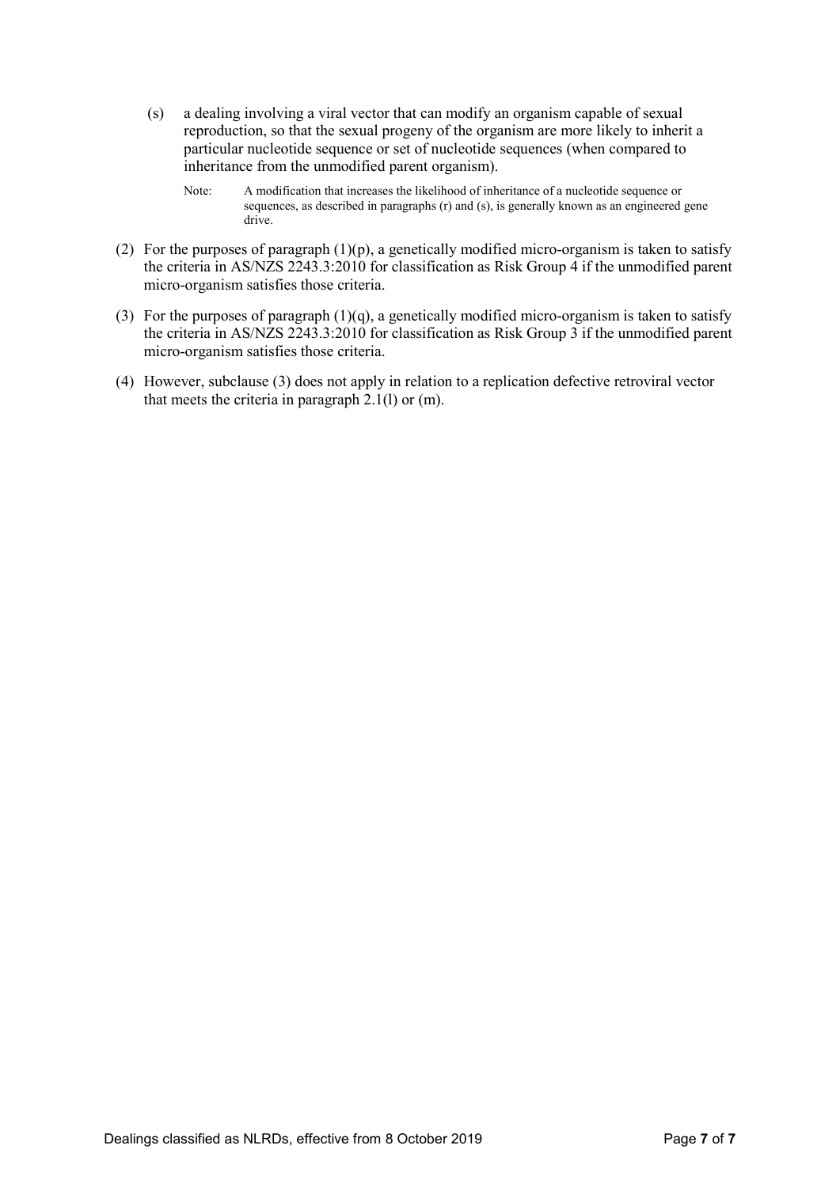(s) a dealing involving a viral vector that can modify an organism capable of sexual reproduction, so that the sexual progeny of the organism are more likely to inherit a particular nucleotide sequence or set of nucleotide sequences (when compared to inheritance from the unmodified parent organism).

Note: A modification that increases the likelihood of inheritance of a nucleotide sequence or sequences, as described in paragraphs (r) and (s), is generally known as an engineered gene drive.

(2) For the purposes of paragraph (1)(p), a genetically modified micro-organism is taken to satisfy the criteria in AS/NZS 2243.3:2010 for classification as Risk Group 4 if the unmodified parent micro-organism satisfies those criteria.

(3) For the purposes of paragraph (1)(q), a genetically modified micro-organism is taken to satisfy the criteria in AS/NZS 2243.3:2010 for classification as Risk Group 3 if the unmodified parent micro-organism satisfies those criteria.

(4) However, subclause (3) does not apply in relation to a replication defective retroviral vector that meets the criteria in paragraph 2.1(l) or (m).